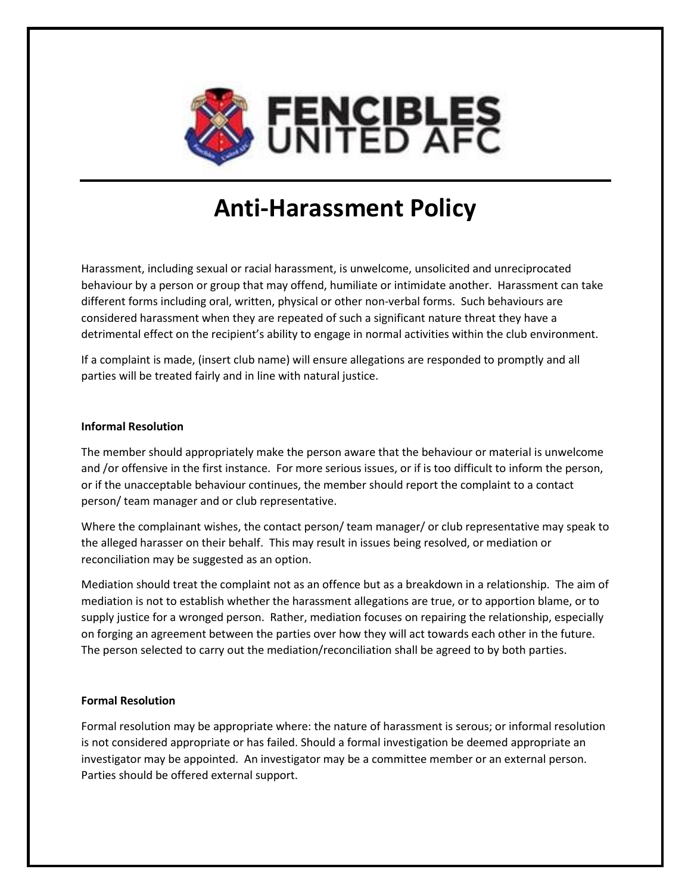FENCIBLES UNITED AFC

# Anti-Harassment Policy

Harassment, including sexual or racial harassment, is unwelcome, unsolicited and unreciprocated behaviour by a person or group that may offend, humiliate or intimidate another. Harassment can take different forms including oral, written, physical or other non-verbal forms. Such behaviours are considered harassment when they are repeated of such a significant nature threat they have a detrimental effect on the recipient's ability to engage in normal activities within the club environment.

If a complaint is made, (insert club name) will ensure allegations are responded to promptly and all parties will be treated fairly and in line with natural justice.

**Informal Resolution**

The member should appropriately make the person aware that the behaviour or material is unwelcome and /or offensive in the first instance. For more serious issues, or if is too difficult to inform the person, or if the unacceptable behaviour continues, the member should report the complaint to a contact person/ team manager and or club representative.

Where the complainant wishes, the contact person/ team manager/ or club representative may speak to the alleged harasser on their behalf. This may result in issues being resolved, or mediation or reconciliation may be suggested as an option.

Mediation should treat the complaint not as an offence but as a breakdown in a relationship. The aim of mediation is not to establish whether the harassment allegations are true, or to apportion blame, or to supply justice for a wronged person. Rather, mediation focuses on repairing the relationship, especially on forging an agreement between the parties over how they will act towards each other in the future. The person selected to carry out the mediation/reconciliation shall be agreed to by both parties.

**Formal Resolution**

Formal resolution may be appropriate where: the nature of harassment is serous; or informal resolution is not considered appropriate or has failed. Should a formal investigation be deemed appropriate an investigator may be appointed. An investigator may be a committee member or an external person. Parties should be offered external support.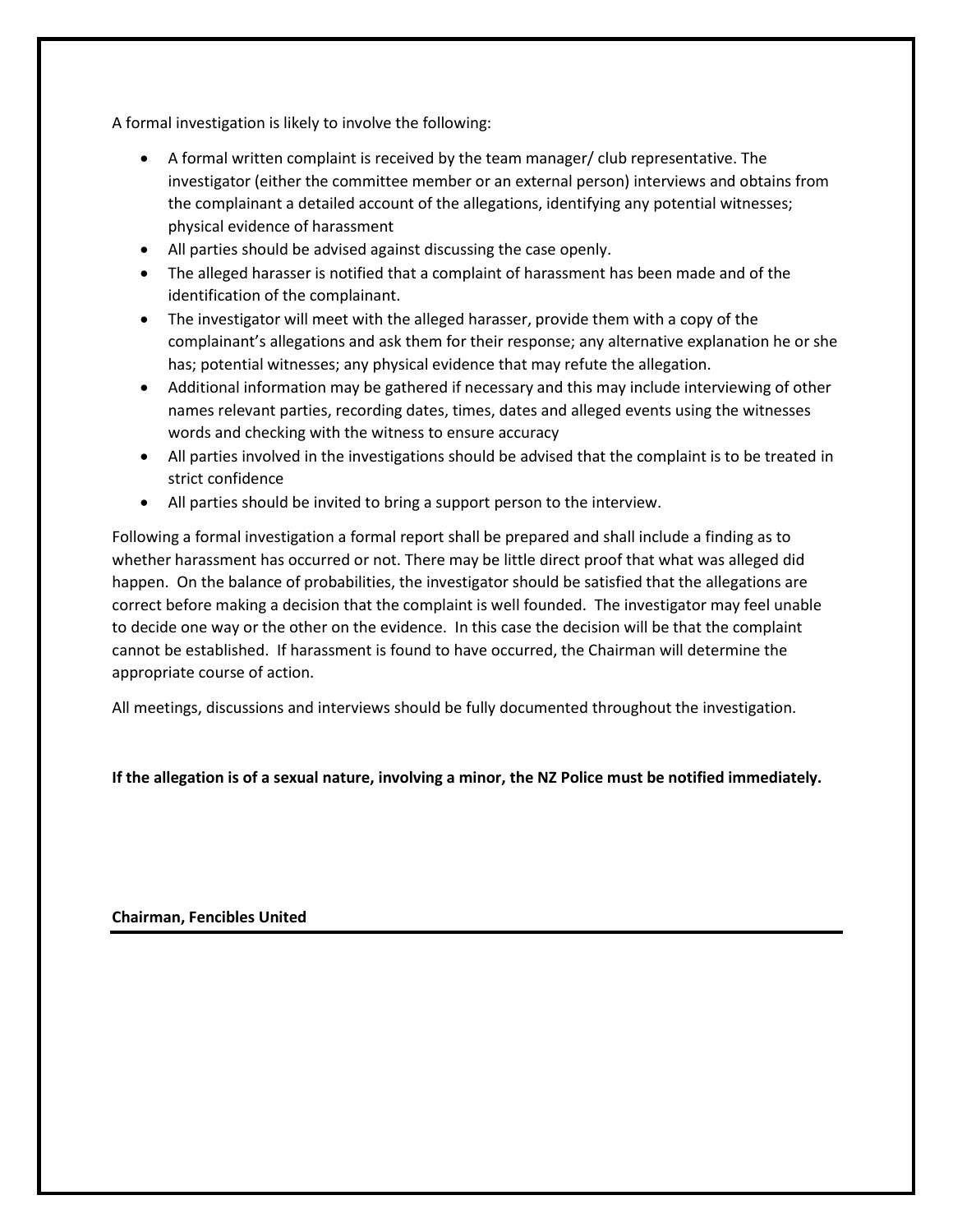A formal investigation is likely to involve the following:

- A formal written complaint is received by the team manager/ club representative. The investigator (either the committee member or an external person) interviews and obtains from the complainant a detailed account of the allegations, identifying any potential witnesses; physical evidence of harassment
- All parties should be advised against discussing the case openly.
- The alleged harasser is notified that a complaint of harassment has been made and of the identification of the complainant.
- The investigator will meet with the alleged harasser, provide them with a copy of the complainant's allegations and ask them for their response; any alternative explanation he or she has; potential witnesses; any physical evidence that may refute the allegation.
- Additional information may be gathered if necessary and this may include interviewing of other names relevant parties, recording dates, times, dates and alleged events using the witnesses words and checking with the witness to ensure accuracy
- All parties involved in the investigations should be advised that the complaint is to be treated in strict confidence
- All parties should be invited to bring a support person to the interview.

Following a formal investigation a formal report shall be prepared and shall include a finding as to whether harassment has occurred or not. There may be little direct proof that what was alleged did happen. On the balance of probabilities, the investigator should be satisfied that the allegations are correct before making a decision that the complaint is well founded. The investigator may feel unable to decide one way or the other on the evidence. In this case the decision will be that the complaint cannot be established. If harassment is found to have occurred, the Chairman will determine the appropriate course of action.

All meetings, discussions and interviews should be fully documented throughout the investigation.

**If the allegation is of a sexual nature, involving a minor, the NZ Police must be notified immediately.**

**Chairman, Fencibles United**